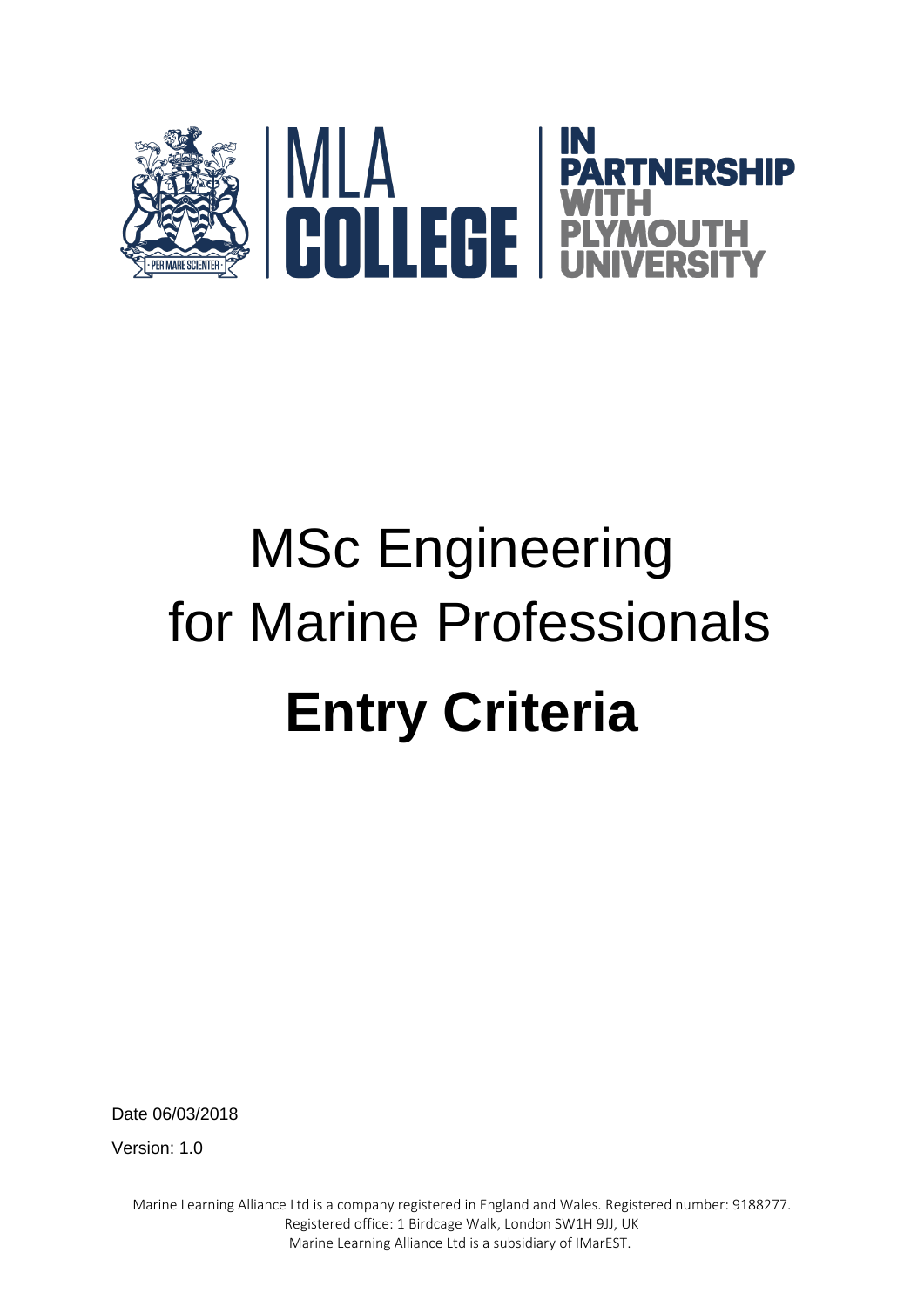MLA COLLEGE | IN PARTNERSHIP WITH PLYMOUTH UNIVERSITY

# MSc Engineering for Marine Professionals

# **Entry Criteria**

Date 06/03/2018

Version: 1.0

Marine Learning Alliance Ltd is a company registered in England and Wales. Registered number: 9188277.
Registered office: 1 Birdcage Walk, London SW1H 9JJ, UK
Marine Learning Alliance Ltd is a subsidiary of IMarEST.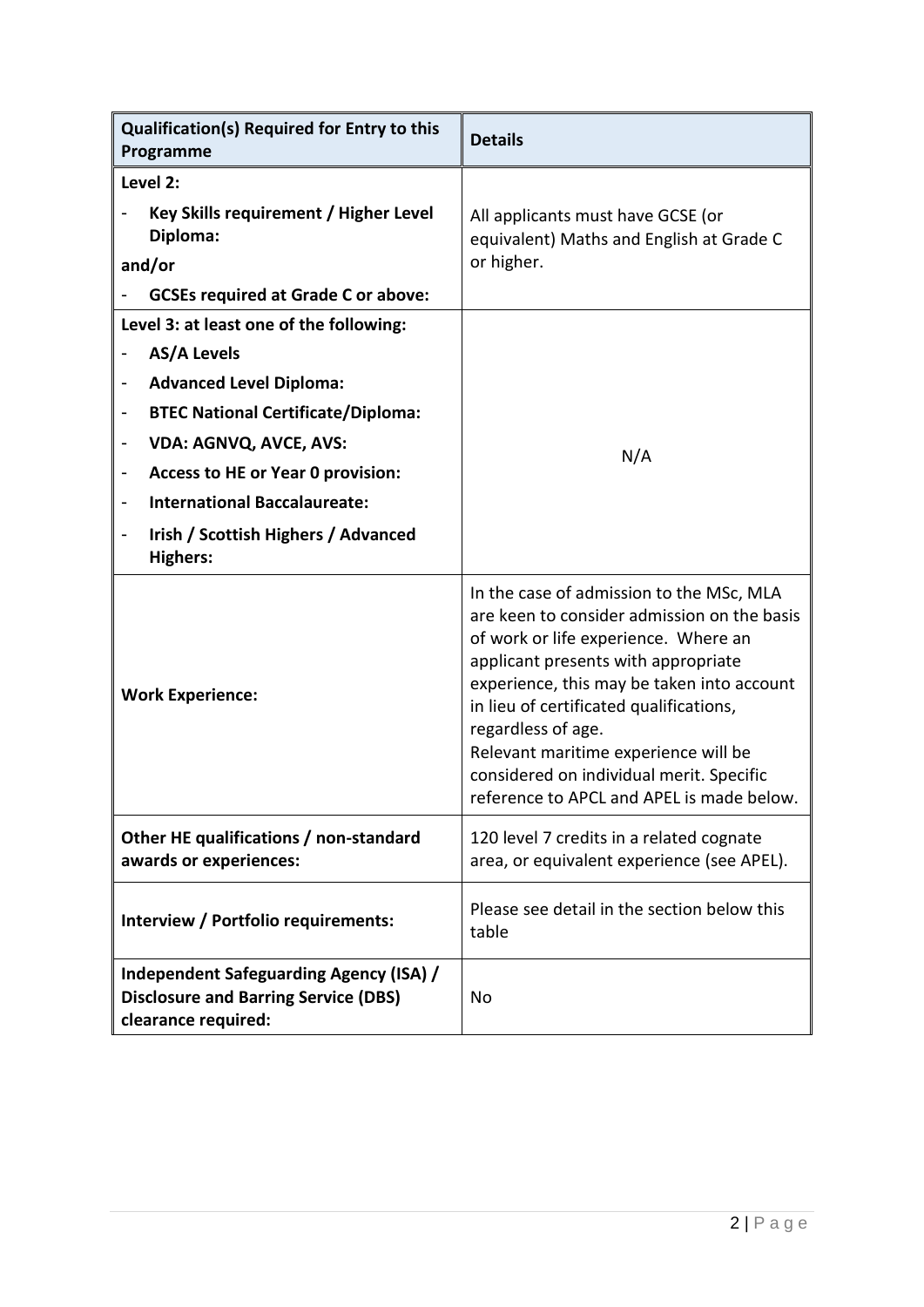| Qualification(s) Required for Entry to this Programme | Details |
| --- | --- |
| **Level 2:**<br>- **Key Skills requirement / Higher Level Diploma:**<br>**and/or**<br>- **GCSEs required at Grade C or above:** | All applicants must have GCSE (or equivalent) Maths and English at Grade C or higher. |
| **Level 3: at least one of the following:**<br>- **AS/A Levels**<br>- **Advanced Level Diploma:**<br>- **BTEC National Certificate/Diploma:**<br>- **VDA: AGNVQ, AVCE, AVS:**<br>- **Access to HE or Year 0 provision:**<br>- **International Baccalaureate:**<br>- **Irish / Scottish Highers / Advanced Highers:** | N/A |
| **Work Experience:** | In the case of admission to the MSc, MLA are keen to consider admission on the basis of work or life experience. Where an applicant presents with appropriate experience, this may be taken into account in lieu of certificated qualifications, regardless of age.<br>Relevant maritime experience will be considered on individual merit. Specific reference to APCL and APEL is made below. |
| **Other HE qualifications / non-standard awards or experiences:** | 120 level 7 credits in a related cognate area, or equivalent experience (see APEL). |
| **Interview / Portfolio requirements:** | Please see detail in the section below this table |
| **Independent Safeguarding Agency (ISA) / Disclosure and Barring Service (DBS) clearance required:** | No |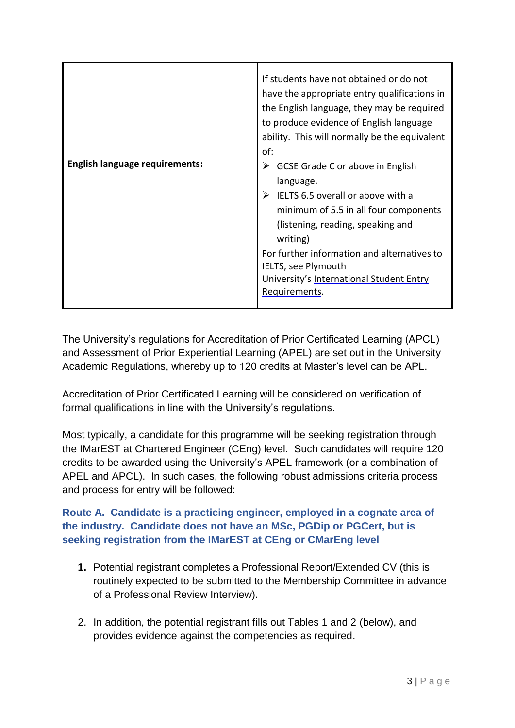| | |
|---|---|
| **English language requirements:** | If students have not obtained or do not have the appropriate entry qualifications in the English language, they may be required to produce evidence of English language ability. This will normally be the equivalent of:<br>➢ GCSE Grade C or above in English language.<br>➢ IELTS 6.5 overall or above with a minimum of 5.5 in all four components (listening, reading, speaking and writing)<br>For further information and alternatives to IELTS, see Plymouth University's International Student Entry Requirements. |

The University's regulations for Accreditation of Prior Certificated Learning (APCL) and Assessment of Prior Experiential Learning (APEL) are set out in the University Academic Regulations, whereby up to 120 credits at Master's level can be APL.

Accreditation of Prior Certificated Learning will be considered on verification of formal qualifications in line with the University's regulations.

Most typically, a candidate for this programme will be seeking registration through the IMarEST at Chartered Engineer (CEng) level. Such candidates will require 120 credits to be awarded using the University's APEL framework (or a combination of APEL and APCL). In such cases, the following robust admissions criteria process and process for entry will be followed:

### Route A. Candidate is a practicing engineer, employed in a cognate area of the industry. Candidate does not have an MSc, PGDip or PGCert, but is seeking registration from the IMarEST at CEng or CMarEng level

1. Potential registrant completes a Professional Report/Extended CV (this is routinely expected to be submitted to the Membership Committee in advance of a Professional Review Interview).

2. In addition, the potential registrant fills out Tables 1 and 2 (below), and provides evidence against the competencies as required.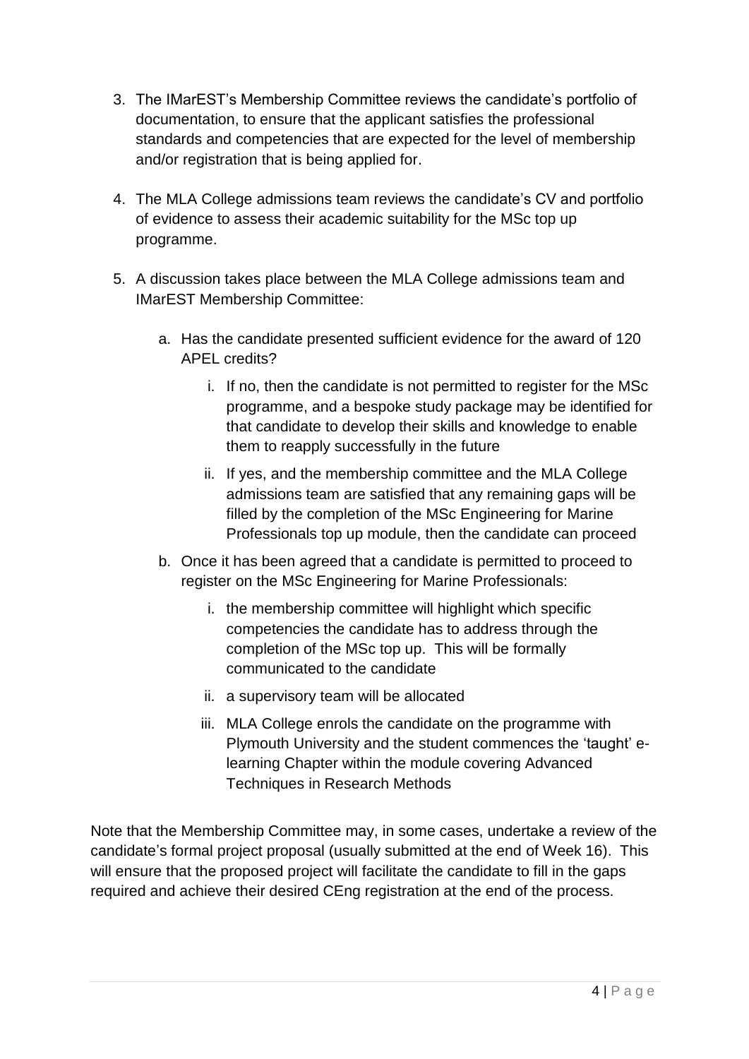3. The IMarEST's Membership Committee reviews the candidate's portfolio of documentation, to ensure that the applicant satisfies the professional standards and competencies that are expected for the level of membership and/or registration that is being applied for.

4. The MLA College admissions team reviews the candidate's CV and portfolio of evidence to assess their academic suitability for the MSc top up programme.

5. A discussion takes place between the MLA College admissions team and IMarEST Membership Committee:

    a. Has the candidate presented sufficient evidence for the award of 120 APEL credits?

        i. If no, then the candidate is not permitted to register for the MSc programme, and a bespoke study package may be identified for that candidate to develop their skills and knowledge to enable them to reapply successfully in the future

        ii. If yes, and the membership committee and the MLA College admissions team are satisfied that any remaining gaps will be filled by the completion of the MSc Engineering for Marine Professionals top up module, then the candidate can proceed

    b. Once it has been agreed that a candidate is permitted to proceed to register on the MSc Engineering for Marine Professionals:

        i. the membership committee will highlight which specific competencies the candidate has to address through the completion of the MSc top up. This will be formally communicated to the candidate

        ii. a supervisory team will be allocated

        iii. MLA College enrols the candidate on the programme with Plymouth University and the student commences the 'taught' e-learning Chapter within the module covering Advanced Techniques in Research Methods

Note that the Membership Committee may, in some cases, undertake a review of the candidate's formal project proposal (usually submitted at the end of Week 16). This will ensure that the proposed project will facilitate the candidate to fill in the gaps required and achieve their desired CEng registration at the end of the process.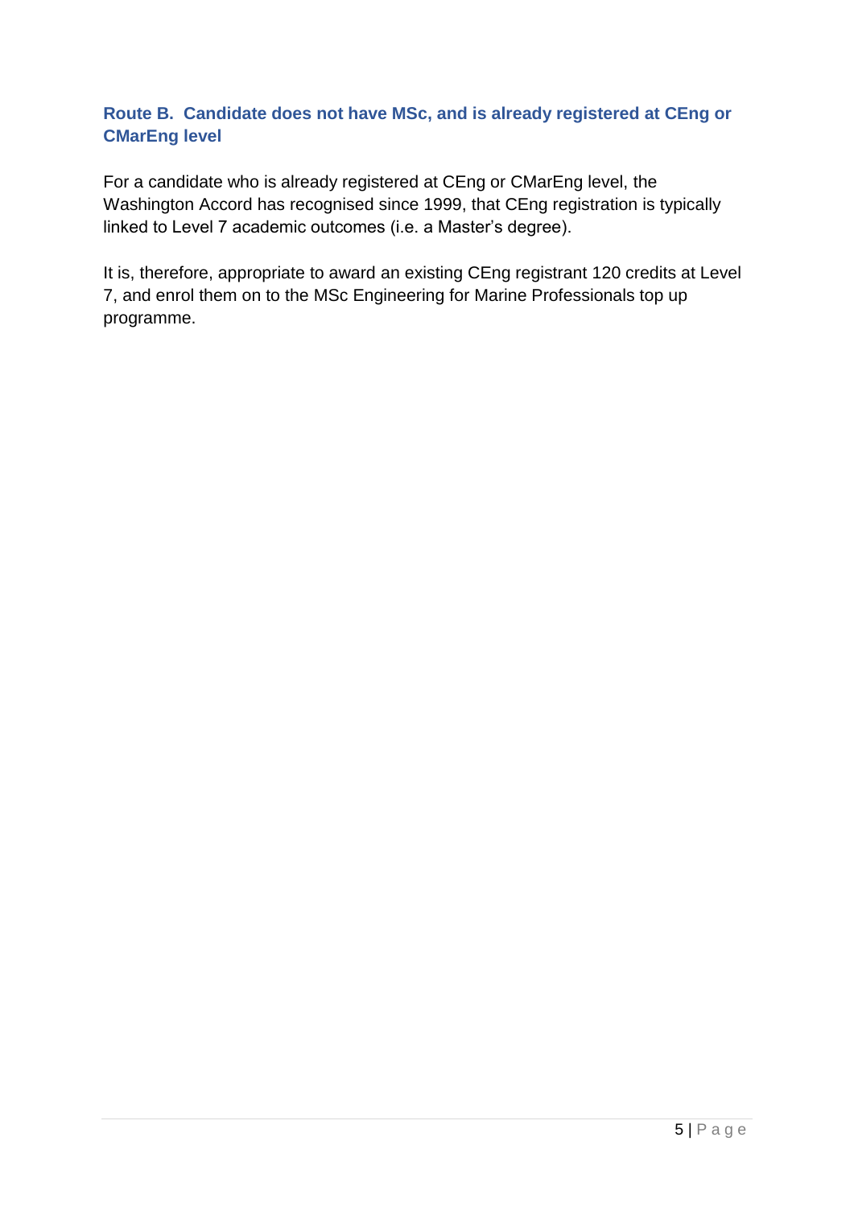### Route B. Candidate does not have MSc, and is already registered at CEng or CMarEng level

For a candidate who is already registered at CEng or CMarEng level, the Washington Accord has recognised since 1999, that CEng registration is typically linked to Level 7 academic outcomes (i.e. a Master's degree).

It is, therefore, appropriate to award an existing CEng registrant 120 credits at Level 7, and enrol them on to the MSc Engineering for Marine Professionals top up programme.